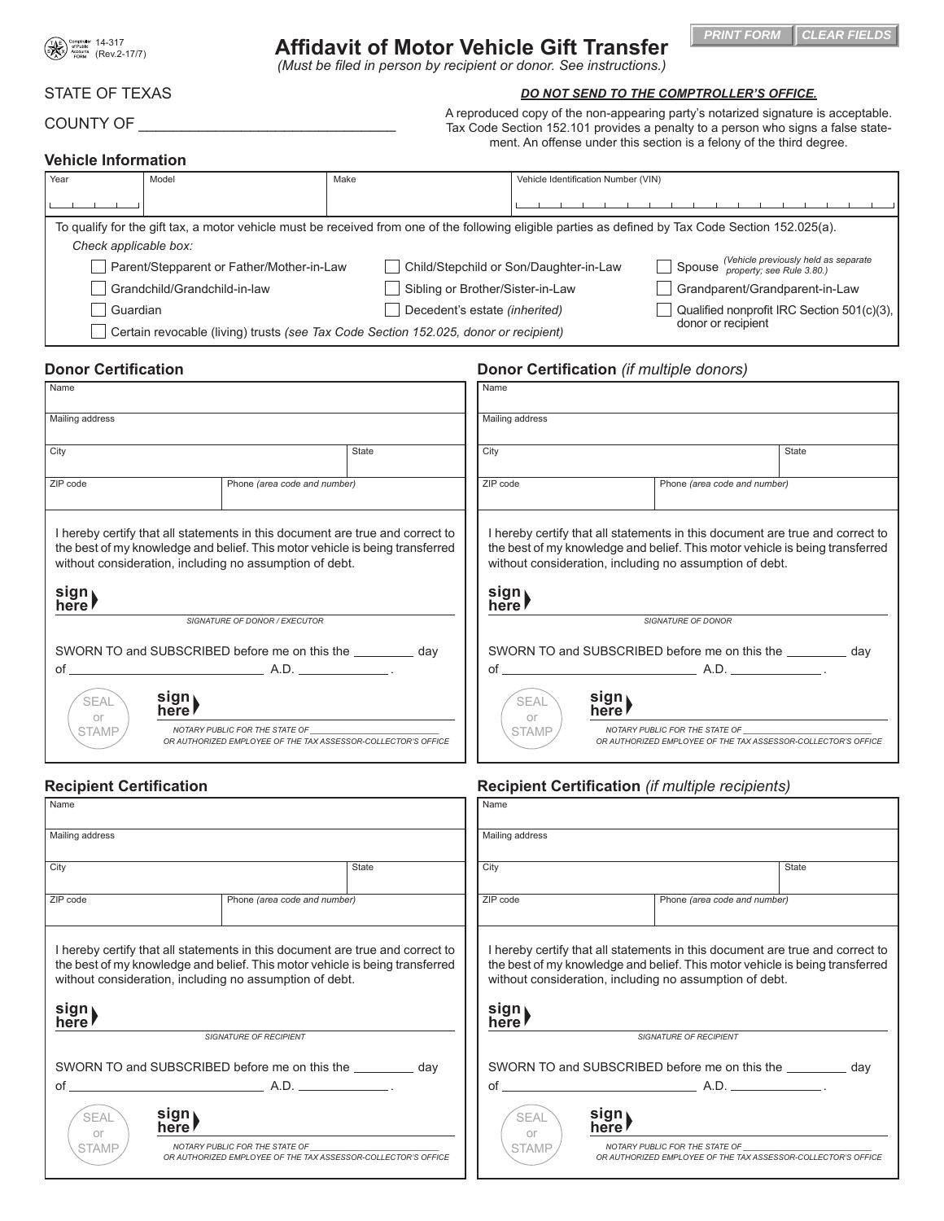14-317
(Rev.2-17/7)

# Affidavit of Motor Vehicle Gift Transfer

*(Must be filed in person by recipient or donor. See instructions.)*

STATE OF TEXAS

COUNTY OF ________________________________

***DO NOT SEND TO THE COMPTROLLER'S OFFICE.***

A reproduced copy of the non-appearing party's notarized signature is acceptable. Tax Code Section 152.101 provides a penalty to a person who signs a false statement. An offense under this section is a felony of the third degree.

## Vehicle Information

| Year | Model | Make | Vehicle Identification Number (VIN) |
|---|---|---|---|
| | | | |

To qualify for the gift tax, a motor vehicle must be received from one of the following eligible parties as defined by Tax Code Section 152.025(a).

*Check applicable box:*

- ☐ Parent/Stepparent or Father/Mother-in-Law
- ☐ Child/Stepchild or Son/Daughter-in-Law
- ☐ Spouse *(Vehicle previously held as separate property; see Rule 3.80.)*
- ☐ Grandchild/Grandchild-in-law
- ☐ Sibling or Brother/Sister-in-Law
- ☐ Grandparent/Grandparent-in-Law
- ☐ Guardian
- ☐ Decedent's estate *(inherited)*
- ☐ Qualified nonprofit IRC Section 501(c)(3), donor or recipient
- ☐ Certain revocable (living) trusts *(see Tax Code Section 152.025, donor or recipient)*

## Donor Certification

| Name | |
|---|---|
| Mailing address | |
| City | State |
| ZIP code | Phone *(area code and number)* |

I hereby certify that all statements in this document are true and correct to the best of my knowledge and belief. This motor vehicle is being transferred without consideration, including no assumption of debt.

sign here ________________________________
SIGNATURE OF DONOR / EXECUTOR

SWORN TO and SUBSCRIBED before me on this the ________ day of ____________________________ A.D. _____________ .

SEAL or STAMP

sign here ________________________________
NOTARY PUBLIC FOR THE STATE OF ________________________
OR AUTHORIZED EMPLOYEE OF THE TAX ASSESSOR-COLLECTOR'S OFFICE

## Donor Certification *(if multiple donors)*

| Name | |
|---|---|
| Mailing address | |
| City | State |
| ZIP code | Phone *(area code and number)* |

I hereby certify that all statements in this document are true and correct to the best of my knowledge and belief. This motor vehicle is being transferred without consideration, including no assumption of debt.

sign here ________________________________
SIGNATURE OF DONOR

SWORN TO and SUBSCRIBED before me on this the ________ day of ____________________________ A.D. _____________ .

SEAL or STAMP

sign here ________________________________
NOTARY PUBLIC FOR THE STATE OF ________________________
OR AUTHORIZED EMPLOYEE OF THE TAX ASSESSOR-COLLECTOR'S OFFICE

## Recipient Certification

| Name | |
|---|---|
| Mailing address | |
| City | State |
| ZIP code | Phone *(area code and number)* |

I hereby certify that all statements in this document are true and correct to the best of my knowledge and belief. This motor vehicle is being transferred without consideration, including no assumption of debt.

sign here ________________________________
SIGNATURE OF RECIPIENT

SWORN TO and SUBSCRIBED before me on this the ________ day of ____________________________ A.D. _____________ .

SEAL or STAMP

sign here ________________________________
NOTARY PUBLIC FOR THE STATE OF ________________________
OR AUTHORIZED EMPLOYEE OF THE TAX ASSESSOR-COLLECTOR'S OFFICE

## Recipient Certification *(if multiple recipients)*

| Name | |
|---|---|
| Mailing address | |
| City | State |
| ZIP code | Phone *(area code and number)* |

I hereby certify that all statements in this document are true and correct to the best of my knowledge and belief. This motor vehicle is being transferred without consideration, including no assumption of debt.

sign here ________________________________
SIGNATURE OF RECIPIENT

SWORN TO and SUBSCRIBED before me on this the ________ day of ____________________________ A.D. _____________ .

SEAL or STAMP

sign here ________________________________
NOTARY PUBLIC FOR THE STATE OF ________________________
OR AUTHORIZED EMPLOYEE OF THE TAX ASSESSOR-COLLECTOR'S OFFICE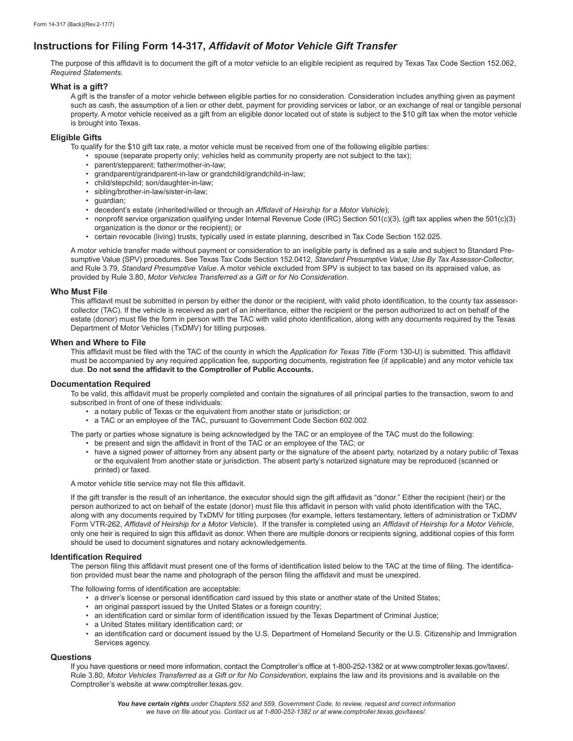# Instructions for Filing Form 14-317, *Affidavit of Motor Vehicle Gift Transfer*

The purpose of this affidavit is to document the gift of a motor vehicle to an eligible recipient as required by Texas Tax Code Section 152.062, *Required Statements*.

### What is a gift?

A gift is the transfer of a motor vehicle between eligible parties for no consideration. Consideration includes anything given as payment such as cash, the assumption of a lien or other debt, payment for providing services or labor, or an exchange of real or tangible personal property. A motor vehicle received as a gift from an eligible donor located out of state is subject to the $10 gift tax when the motor vehicle is brought into Texas.

### Eligible Gifts

To qualify for the $10 gift tax rate, a motor vehicle must be received from one of the following eligible parties:

- spouse (separate property only; vehicles held as community property are not subject to the tax);
- parent/stepparent; father/mother-in-law;
- grandparent/grandparent-in-law or grandchild/grandchild-in-law;
- child/stepchild; son/daughter-in-law;
- sibling/brother-in-law/sister-in-law;
- guardian;
- decedent's estate (inherited/willed or through an *Affidavit of Heirship for a Motor Vehicle*);
- nonprofit service organization qualifying under Internal Revenue Code (IRC) Section 501(c)(3), (gift tax applies when the 501(c)(3) organization is the donor or the recipient); or
- certain revocable (living) trusts, typically used in estate planning, described in Tax Code Section 152.025.

A motor vehicle transfer made without payment or consideration to an ineligible party is defined as a sale and subject to Standard Presumptive Value (SPV) procedures. See Texas Tax Code Section 152.0412, *Standard Presumptive Value; Use By Tax Assessor-Collector*, and Rule 3.79, *Standard Presumptive Value*. A motor vehicle excluded from SPV is subject to tax based on its appraised value, as provided by Rule 3.80, *Motor Vehicles Transferred as a Gift or for No Consideration*.

### Who Must File

This affidavit must be submitted in person by either the donor or the recipient, with valid photo identification, to the county tax assessor-collector (TAC). If the vehicle is received as part of an inheritance, either the recipient or the person authorized to act on behalf of the estate (donor) must file the form in person with the TAC with valid photo identification, along with any documents required by the Texas Department of Motor Vehicles (TxDMV) for titling purposes.

### When and Where to File

This affidavit must be filed with the TAC of the county in which the *Application for Texas Title* (Form 130-U) is submitted. This affidavit must be accompanied by any required application fee, supporting documents, registration fee (if applicable) and any motor vehicle tax due. **Do not send the affidavit to the Comptroller of Public Accounts.**

### Documentation Required

To be valid, this affidavit must be properly completed and contain the signatures of all principal parties to the transaction, sworn to and subscribed in front of one of these individuals:

- a notary public of Texas or the equivalent from another state or jurisdiction; or
- a TAC or an employee of the TAC, pursuant to Government Code Section 602.002.

The party or parties whose signature is being acknowledged by the TAC or an employee of the TAC must do the following:

- be present and sign the affidavit in front of the TAC or an employee of the TAC; or
- have a signed power of attorney from any absent party or the signature of the absent party, notarized by a notary public of Texas or the equivalent from another state or jurisdiction. The absent party's notarized signature may be reproduced (scanned or printed) or faxed.

A motor vehicle title service may not file this affidavit.

If the gift transfer is the result of an inheritance, the executor should sign the gift affidavit as "donor." Either the recipient (heir) or the person authorized to act on behalf of the estate (donor) must file this affidavit in person with valid photo identification with the TAC, along with any documents required by TxDMV for titling purposes (for example, letters testamentary, letters of administration or TxDMV Form VTR-262, *Affidavit of Heirship for a Motor Vehicle*). If the transfer is completed using an *Affidavit of Heirship for a Motor Vehicle*, only one heir is required to sign this affidavit as donor. When there are multiple donors or recipients signing, additional copies of this form should be used to document signatures and notary acknowledgements.

### Identification Required

The person filing this affidavit must present one of the forms of identification listed below to the TAC at the time of filing. The identification provided must bear the name and photograph of the person filing the affidavit and must be unexpired.

The following forms of identification are acceptable:

- a driver's license or personal identification card issued by this state or another state of the United States;
- an original passport issued by the United States or a foreign country;
- an identification card or similar form of identification issued by the Texas Department of Criminal Justice;
- a United States military identification card; or
- an identification card or document issued by the U.S. Department of Homeland Security or the U.S. Citizenship and Immigration Services agency.

### Questions

If you have questions or need more information, contact the Comptroller's office at 1-800-252-1382 or at www.comptroller.texas.gov/taxes/. Rule 3.80, *Motor Vehicles Transferred as a Gift or for No Consideration*, explains the law and its provisions and is available on the Comptroller's website at www.comptroller.texas.gov.

***You have certain rights** under Chapters 552 and 559, Government Code, to review, request and correct information we have on file about you. Contact us at 1-800-252-1382 or at www.comptroller.texas.gov/taxes/.*